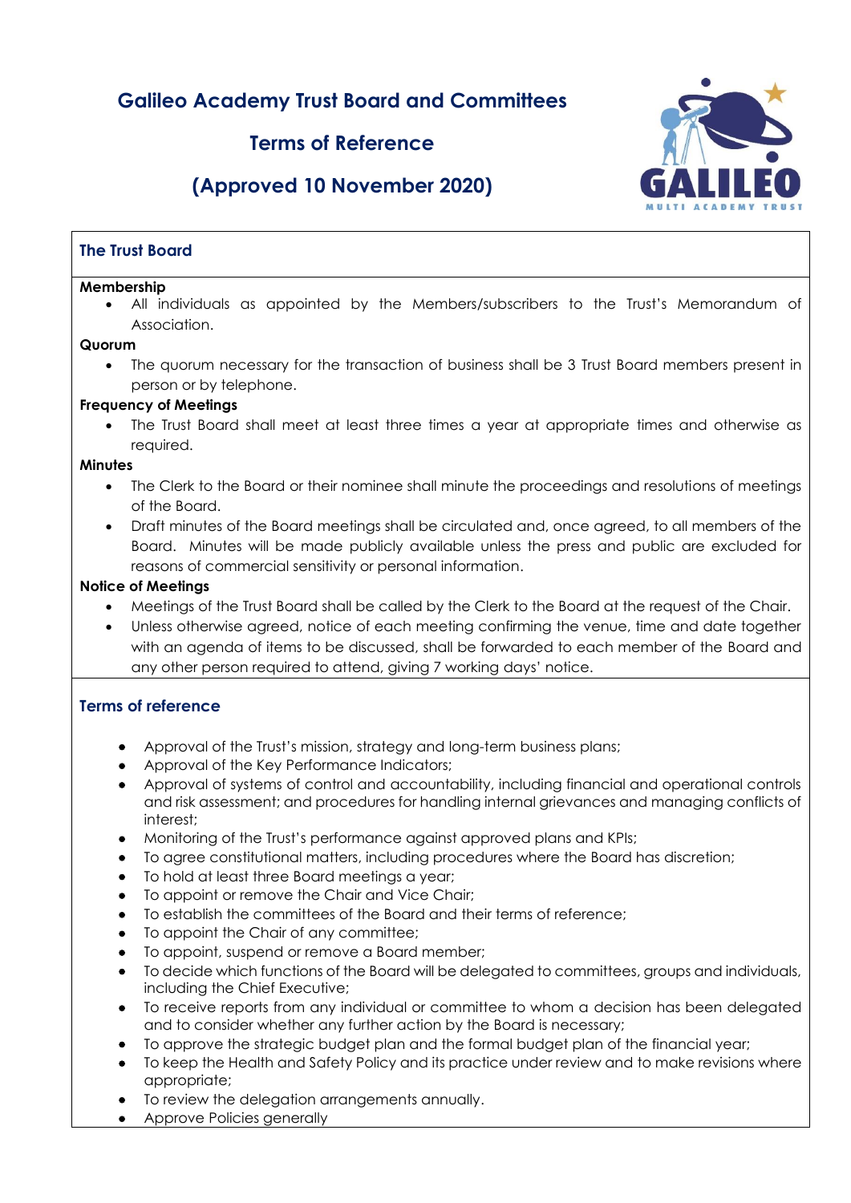# Galileo Academy Trust Board and Committees

## Terms of Reference

## (Approved 10 November 2020)

### The Trust Board

**Membership**

- All individuals as appointed by the Members/subscribers to the Trust's Memorandum of Association.

**Quorum**

- The quorum necessary for the transaction of business shall be 3 Trust Board members present in person or by telephone.

**Frequency of Meetings**

- The Trust Board shall meet at least three times a year at appropriate times and otherwise as required.

**Minutes**

- The Clerk to the Board or their nominee shall minute the proceedings and resolutions of meetings of the Board.
- Draft minutes of the Board meetings shall be circulated and, once agreed, to all members of the Board. Minutes will be made publicly available unless the press and public are excluded for reasons of commercial sensitivity or personal information.

**Notice of Meetings**

- Meetings of the Trust Board shall be called by the Clerk to the Board at the request of the Chair.
- Unless otherwise agreed, notice of each meeting confirming the venue, time and date together with an agenda of items to be discussed, shall be forwarded to each member of the Board and any other person required to attend, giving 7 working days' notice.

### Terms of reference

- Approval of the Trust's mission, strategy and long-term business plans;
- Approval of the Key Performance Indicators;
- Approval of systems of control and accountability, including financial and operational controls and risk assessment; and procedures for handling internal grievances and managing conflicts of interest;
- Monitoring of the Trust's performance against approved plans and KPIs;
- To agree constitutional matters, including procedures where the Board has discretion;
- To hold at least three Board meetings a year;
- To appoint or remove the Chair and Vice Chair;
- To establish the committees of the Board and their terms of reference;
- To appoint the Chair of any committee;
- To appoint, suspend or remove a Board member;
- To decide which functions of the Board will be delegated to committees, groups and individuals, including the Chief Executive;
- To receive reports from any individual or committee to whom a decision has been delegated and to consider whether any further action by the Board is necessary;
- To approve the strategic budget plan and the formal budget plan of the financial year;
- To keep the Health and Safety Policy and its practice under review and to make revisions where appropriate;
- To review the delegation arrangements annually.
- Approve Policies generally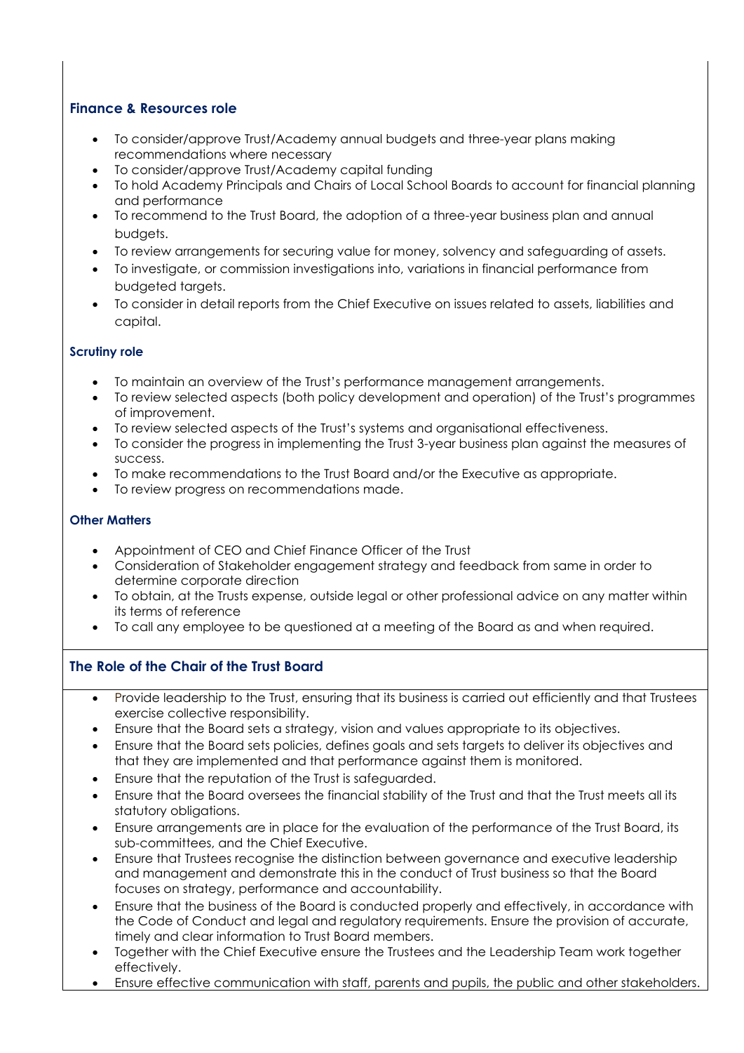### Finance & Resources role

- To consider/approve Trust/Academy annual budgets and three-year plans making recommendations where necessary
- To consider/approve Trust/Academy capital funding
- To hold Academy Principals and Chairs of Local School Boards to account for financial planning and performance
- To recommend to the Trust Board, the adoption of a three-year business plan and annual budgets.
- To review arrangements for securing value for money, solvency and safeguarding of assets.
- To investigate, or commission investigations into, variations in financial performance from budgeted targets.
- To consider in detail reports from the Chief Executive on issues related to assets, liabilities and capital.

#### Scrutiny role

- To maintain an overview of the Trust's performance management arrangements.
- To review selected aspects (both policy development and operation) of the Trust's programmes of improvement.
- To review selected aspects of the Trust's systems and organisational effectiveness.
- To consider the progress in implementing the Trust 3-year business plan against the measures of success.
- To make recommendations to the Trust Board and/or the Executive as appropriate.
- To review progress on recommendations made.

#### Other Matters

- Appointment of CEO and Chief Finance Officer of the Trust
- Consideration of Stakeholder engagement strategy and feedback from same in order to determine corporate direction
- To obtain, at the Trusts expense, outside legal or other professional advice on any matter within its terms of reference
- To call any employee to be questioned at a meeting of the Board as and when required.

### The Role of the Chair of the Trust Board

- Provide leadership to the Trust, ensuring that its business is carried out efficiently and that Trustees exercise collective responsibility.
- Ensure that the Board sets a strategy, vision and values appropriate to its objectives.
- Ensure that the Board sets policies, defines goals and sets targets to deliver its objectives and that they are implemented and that performance against them is monitored.
- Ensure that the reputation of the Trust is safeguarded.
- Ensure that the Board oversees the financial stability of the Trust and that the Trust meets all its statutory obligations.
- Ensure arrangements are in place for the evaluation of the performance of the Trust Board, its sub-committees, and the Chief Executive.
- Ensure that Trustees recognise the distinction between governance and executive leadership and management and demonstrate this in the conduct of Trust business so that the Board focuses on strategy, performance and accountability.
- Ensure that the business of the Board is conducted properly and effectively, in accordance with the Code of Conduct and legal and regulatory requirements. Ensure the provision of accurate, timely and clear information to Trust Board members.
- Together with the Chief Executive ensure the Trustees and the Leadership Team work together effectively.
- Ensure effective communication with staff, parents and pupils, the public and other stakeholders.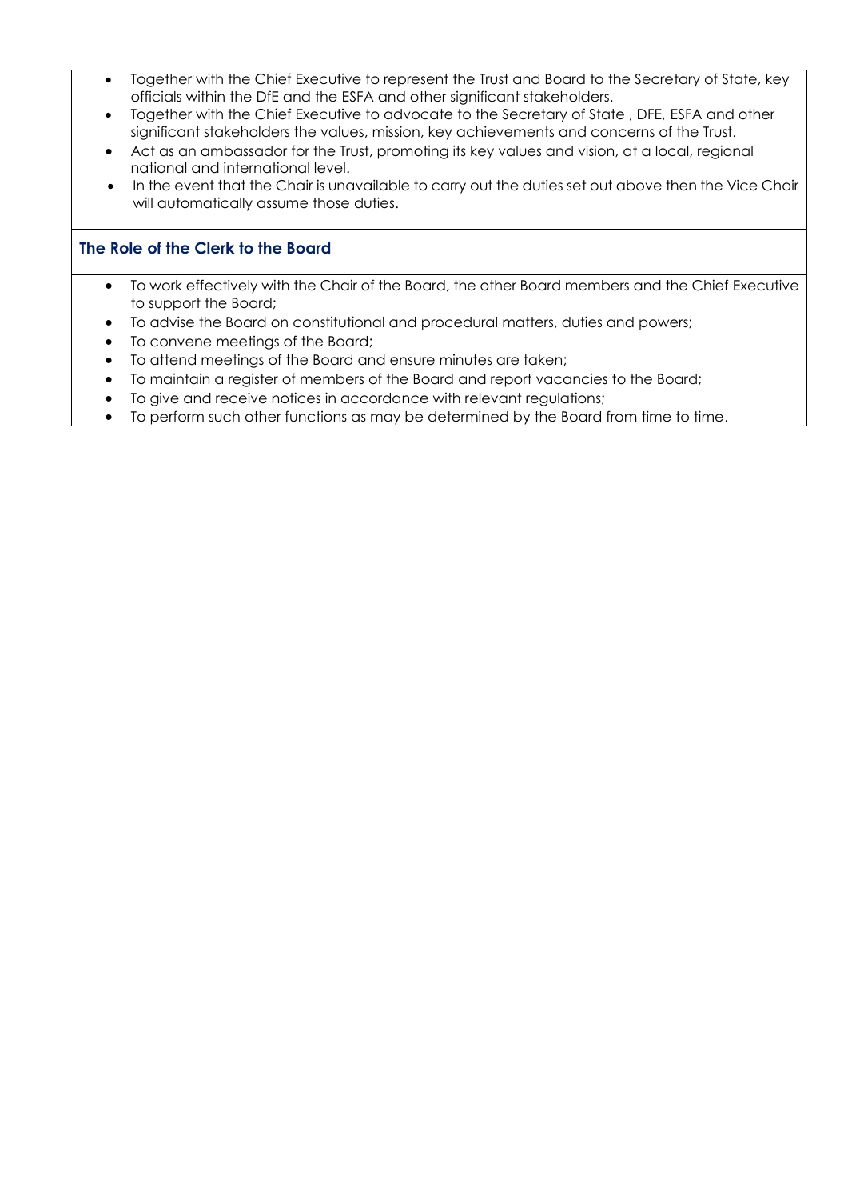- Together with the Chief Executive to represent the Trust and Board to the Secretary of State, key officials within the DfE and the ESFA and other significant stakeholders.
- Together with the Chief Executive to advocate to the Secretary of State , DFE, ESFA and other significant stakeholders the values, mission, key achievements and concerns of the Trust.
- Act as an ambassador for the Trust, promoting its key values and vision, at a local, regional national and international level.
- In the event that the Chair is unavailable to carry out the duties set out above then the Vice Chair will automatically assume those duties.

### The Role of the Clerk to the Board

- To work effectively with the Chair of the Board, the other Board members and the Chief Executive to support the Board;
- To advise the Board on constitutional and procedural matters, duties and powers;
- To convene meetings of the Board;
- To attend meetings of the Board and ensure minutes are taken;
- To maintain a register of members of the Board and report vacancies to the Board;
- To give and receive notices in accordance with relevant regulations;
- To perform such other functions as may be determined by the Board from time to time.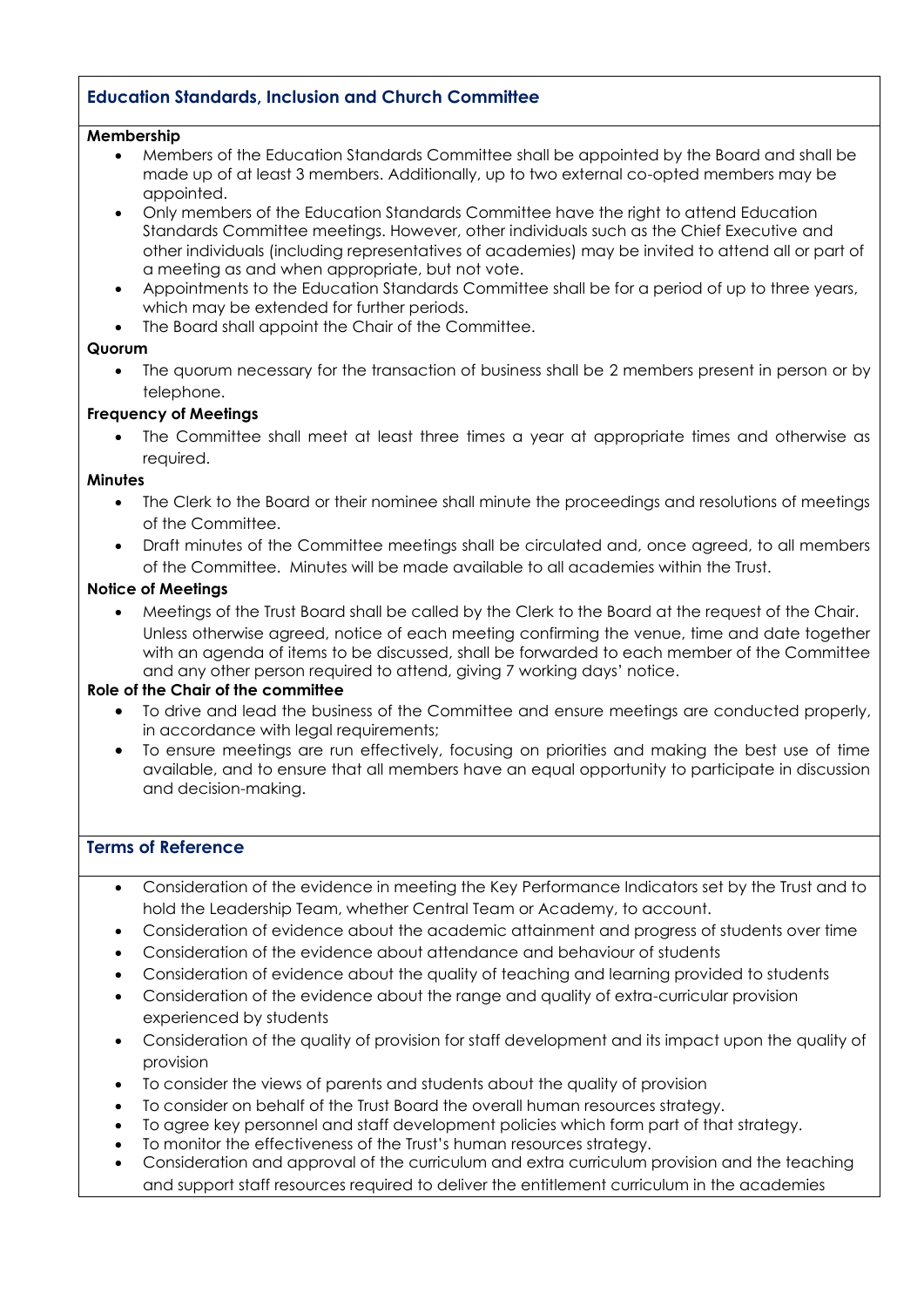## Education Standards, Inclusion and Church Committee

**Membership**

- Members of the Education Standards Committee shall be appointed by the Board and shall be made up of at least 3 members. Additionally, up to two external co-opted members may be appointed.
- Only members of the Education Standards Committee have the right to attend Education Standards Committee meetings. However, other individuals such as the Chief Executive and other individuals (including representatives of academies) may be invited to attend all or part of a meeting as and when appropriate, but not vote.
- Appointments to the Education Standards Committee shall be for a period of up to three years, which may be extended for further periods.
- The Board shall appoint the Chair of the Committee.

**Quorum**

- The quorum necessary for the transaction of business shall be 2 members present in person or by telephone.

**Frequency of Meetings**

- The Committee shall meet at least three times a year at appropriate times and otherwise as required.

**Minutes**

- The Clerk to the Board or their nominee shall minute the proceedings and resolutions of meetings of the Committee.
- Draft minutes of the Committee meetings shall be circulated and, once agreed, to all members of the Committee. Minutes will be made available to all academies within the Trust.

**Notice of Meetings**

- Meetings of the Trust Board shall be called by the Clerk to the Board at the request of the Chair. Unless otherwise agreed, notice of each meeting confirming the venue, time and date together with an agenda of items to be discussed, shall be forwarded to each member of the Committee and any other person required to attend, giving 7 working days' notice.

**Role of the Chair of the committee**

- To drive and lead the business of the Committee and ensure meetings are conducted properly, in accordance with legal requirements;
- To ensure meetings are run effectively, focusing on priorities and making the best use of time available, and to ensure that all members have an equal opportunity to participate in discussion and decision-making.

## Terms of Reference

- Consideration of the evidence in meeting the Key Performance Indicators set by the Trust and to hold the Leadership Team, whether Central Team or Academy, to account.
- Consideration of evidence about the academic attainment and progress of students over time
- Consideration of the evidence about attendance and behaviour of students
- Consideration of evidence about the quality of teaching and learning provided to students
- Consideration of the evidence about the range and quality of extra-curricular provision experienced by students
- Consideration of the quality of provision for staff development and its impact upon the quality of provision
- To consider the views of parents and students about the quality of provision
- To consider on behalf of the Trust Board the overall human resources strategy.
- To agree key personnel and staff development policies which form part of that strategy.
- To monitor the effectiveness of the Trust's human resources strategy.
- Consideration and approval of the curriculum and extra curriculum provision and the teaching and support staff resources required to deliver the entitlement curriculum in the academies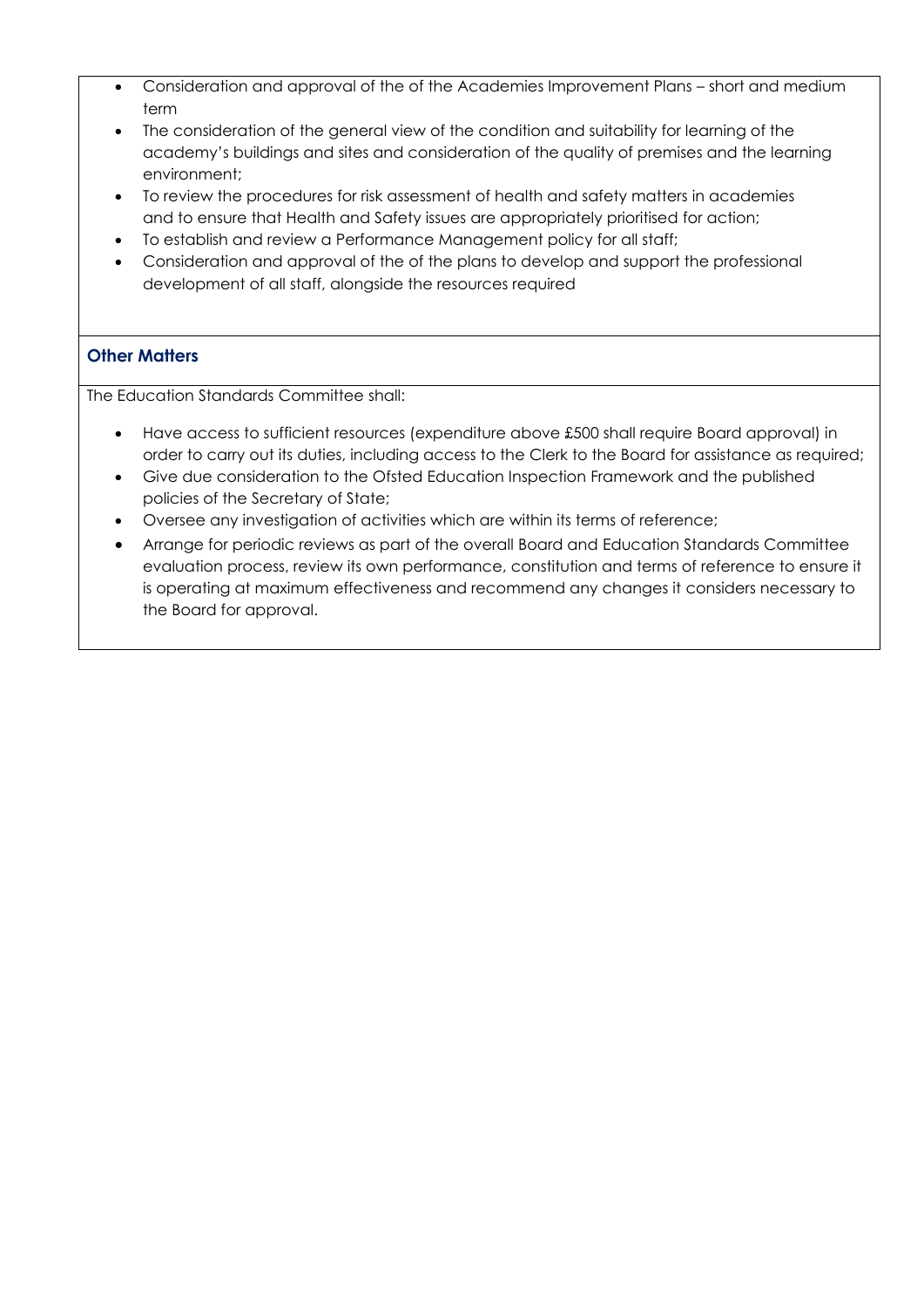- Consideration and approval of the of the Academies Improvement Plans – short and medium term
- The consideration of the general view of the condition and suitability for learning of the academy's buildings and sites and consideration of the quality of premises and the learning environment;
- To review the procedures for risk assessment of health and safety matters in academies and to ensure that Health and Safety issues are appropriately prioritised for action;
- To establish and review a Performance Management policy for all staff;
- Consideration and approval of the of the plans to develop and support the professional development of all staff, alongside the resources required

### Other Matters

The Education Standards Committee shall:

- Have access to sufficient resources (expenditure above £500 shall require Board approval) in order to carry out its duties, including access to the Clerk to the Board for assistance as required;
- Give due consideration to the Ofsted Education Inspection Framework and the published policies of the Secretary of State;
- Oversee any investigation of activities which are within its terms of reference;
- Arrange for periodic reviews as part of the overall Board and Education Standards Committee evaluation process, review its own performance, constitution and terms of reference to ensure it is operating at maximum effectiveness and recommend any changes it considers necessary to the Board for approval.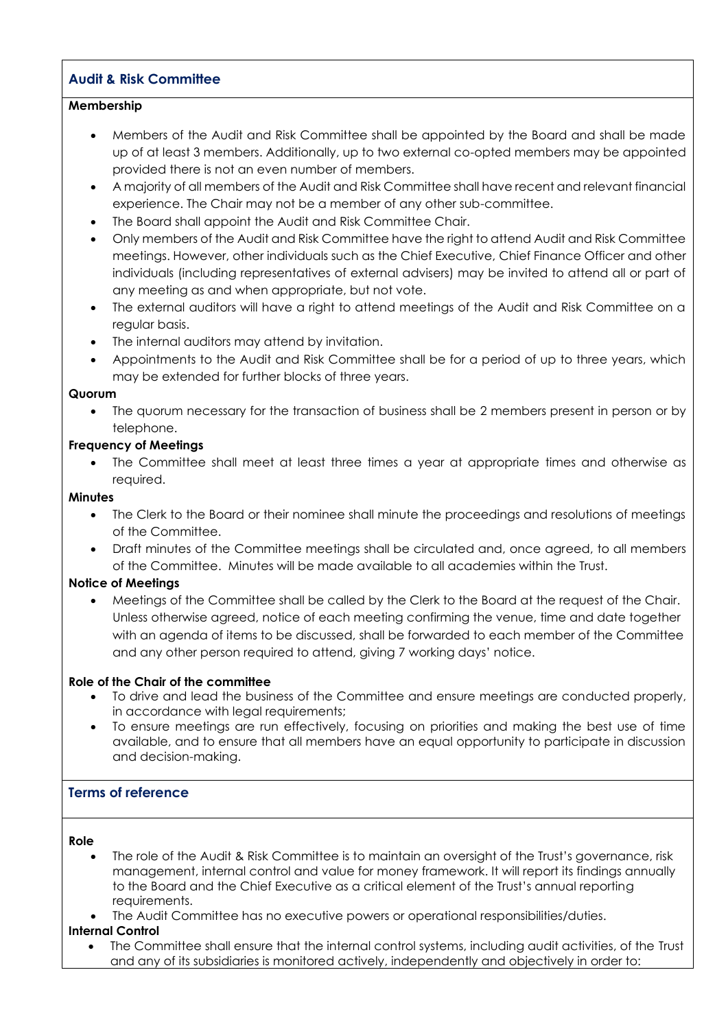## Audit & Risk Committee

**Membership**

- Members of the Audit and Risk Committee shall be appointed by the Board and shall be made up of at least 3 members. Additionally, up to two external co-opted members may be appointed provided there is not an even number of members.
- A majority of all members of the Audit and Risk Committee shall have recent and relevant financial experience. The Chair may not be a member of any other sub-committee.
- The Board shall appoint the Audit and Risk Committee Chair.
- Only members of the Audit and Risk Committee have the right to attend Audit and Risk Committee meetings. However, other individuals such as the Chief Executive, Chief Finance Officer and other individuals (including representatives of external advisers) may be invited to attend all or part of any meeting as and when appropriate, but not vote.
- The external auditors will have a right to attend meetings of the Audit and Risk Committee on a regular basis.
- The internal auditors may attend by invitation.
- Appointments to the Audit and Risk Committee shall be for a period of up to three years, which may be extended for further blocks of three years.

**Quorum**

- The quorum necessary for the transaction of business shall be 2 members present in person or by telephone.

**Frequency of Meetings**

- The Committee shall meet at least three times a year at appropriate times and otherwise as required.

**Minutes**

- The Clerk to the Board or their nominee shall minute the proceedings and resolutions of meetings of the Committee.
- Draft minutes of the Committee meetings shall be circulated and, once agreed, to all members of the Committee. Minutes will be made available to all academies within the Trust.

**Notice of Meetings**

- Meetings of the Committee shall be called by the Clerk to the Board at the request of the Chair. Unless otherwise agreed, notice of each meeting confirming the venue, time and date together with an agenda of items to be discussed, shall be forwarded to each member of the Committee and any other person required to attend, giving 7 working days' notice.

**Role of the Chair of the committee**

- To drive and lead the business of the Committee and ensure meetings are conducted properly, in accordance with legal requirements;
- To ensure meetings are run effectively, focusing on priorities and making the best use of time available, and to ensure that all members have an equal opportunity to participate in discussion and decision-making.

## Terms of reference

**Role**

- The role of the Audit & Risk Committee is to maintain an oversight of the Trust's governance, risk management, internal control and value for money framework. It will report its findings annually to the Board and the Chief Executive as a critical element of the Trust's annual reporting requirements.
- The Audit Committee has no executive powers or operational responsibilities/duties.

**Internal Control**

- The Committee shall ensure that the internal control systems, including audit activities, of the Trust and any of its subsidiaries is monitored actively, independently and objectively in order to: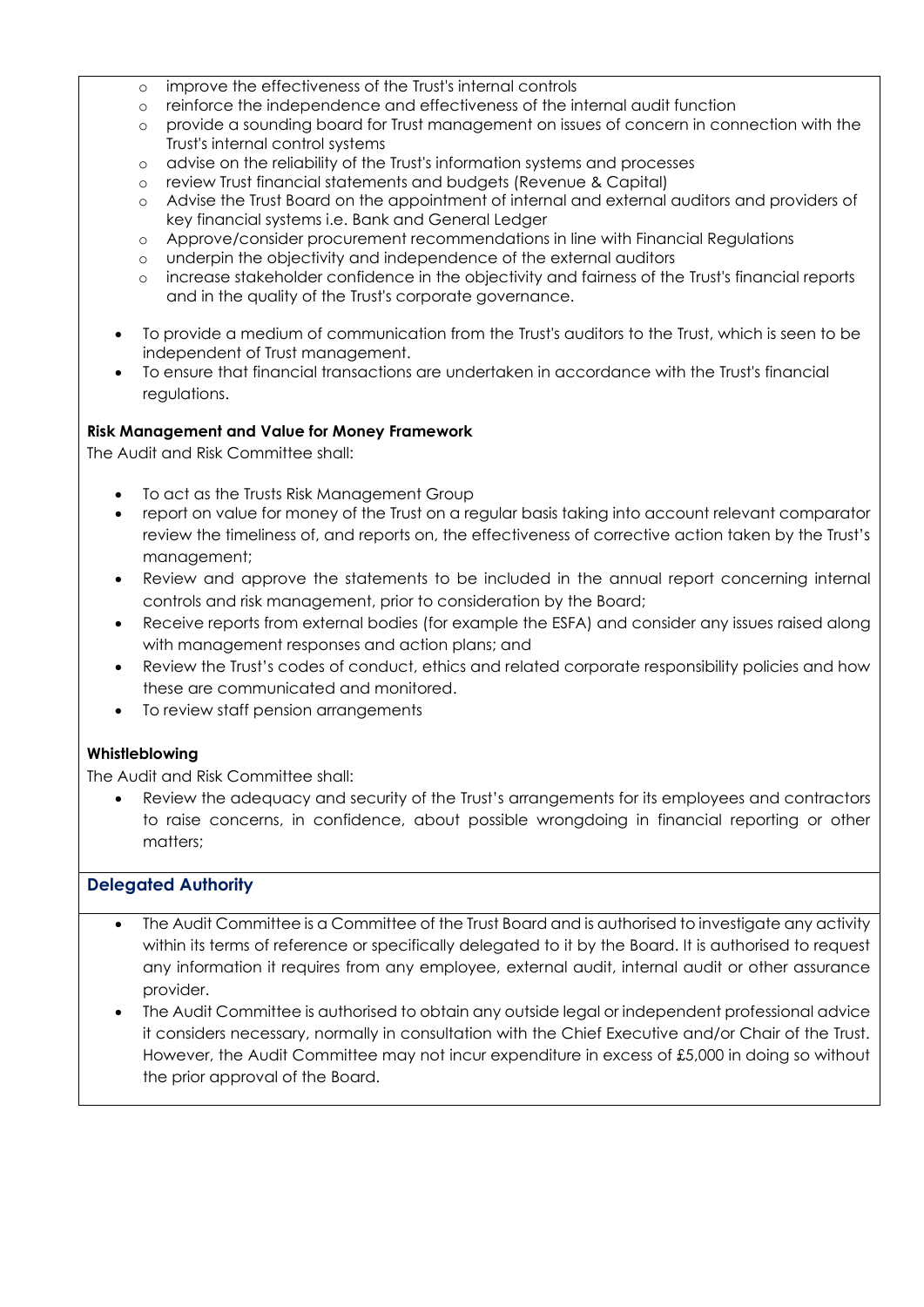- improve the effectiveness of the Trust's internal controls
  - reinforce the independence and effectiveness of the internal audit function
  - provide a sounding board for Trust management on issues of concern in connection with the Trust's internal control systems
  - advise on the reliability of the Trust's information systems and processes
  - review Trust financial statements and budgets (Revenue & Capital)
  - Advise the Trust Board on the appointment of internal and external auditors and providers of key financial systems i.e. Bank and General Ledger
  - Approve/consider procurement recommendations in line with Financial Regulations
  - underpin the objectivity and independence of the external auditors
  - increase stakeholder confidence in the objectivity and fairness of the Trust's financial reports and in the quality of the Trust's corporate governance.
- To provide a medium of communication from the Trust's auditors to the Trust, which is seen to be independent of Trust management.
- To ensure that financial transactions are undertaken in accordance with the Trust's financial regulations.

**Risk Management and Value for Money Framework**

The Audit and Risk Committee shall:

- To act as the Trusts Risk Management Group
- report on value for money of the Trust on a regular basis taking into account relevant comparator review the timeliness of, and reports on, the effectiveness of corrective action taken by the Trust's management;
- Review and approve the statements to be included in the annual report concerning internal controls and risk management, prior to consideration by the Board;
- Receive reports from external bodies (for example the ESFA) and consider any issues raised along with management responses and action plans; and
- Review the Trust's codes of conduct, ethics and related corporate responsibility policies and how these are communicated and monitored.
- To review staff pension arrangements

**Whistleblowing**

The Audit and Risk Committee shall:

- Review the adequacy and security of the Trust's arrangements for its employees and contractors to raise concerns, in confidence, about possible wrongdoing in financial reporting or other matters;

## Delegated Authority

- The Audit Committee is a Committee of the Trust Board and is authorised to investigate any activity within its terms of reference or specifically delegated to it by the Board. It is authorised to request any information it requires from any employee, external audit, internal audit or other assurance provider.
- The Audit Committee is authorised to obtain any outside legal or independent professional advice it considers necessary, normally in consultation with the Chief Executive and/or Chair of the Trust. However, the Audit Committee may not incur expenditure in excess of £5,000 in doing so without the prior approval of the Board.